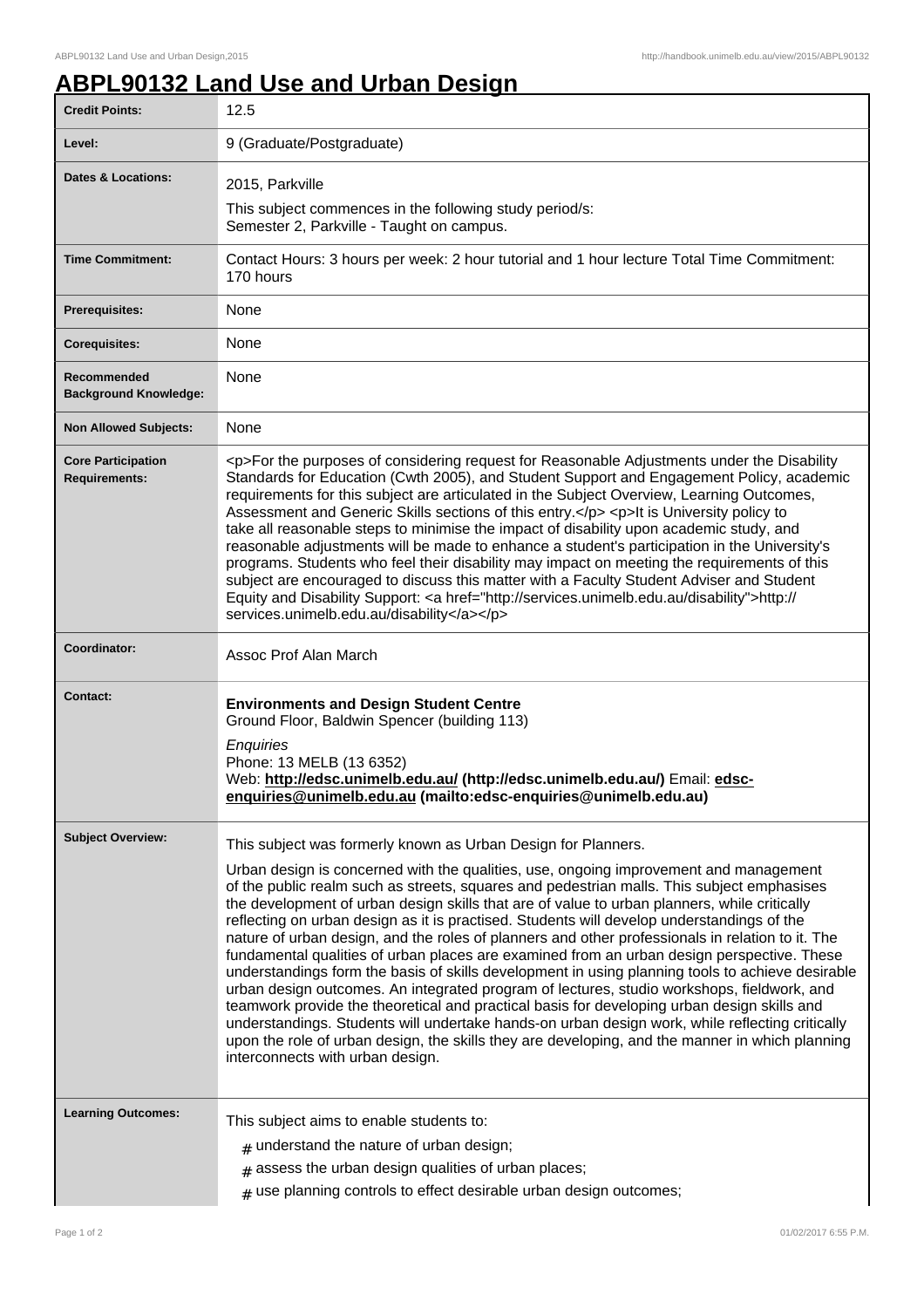# ABPL90132 Land Use and Urban Design

| | |
|---|---|
| **Credit Points:** | 12.5 |
| **Level:** | 9 (Graduate/Postgraduate) |
| **Dates & Locations:** | 2015, Parkville<br>This subject commences in the following study period/s:<br>Semester 2, Parkville - Taught on campus. |
| **Time Commitment:** | Contact Hours: 3 hours per week: 2 hour tutorial and 1 hour lecture Total Time Commitment: 170 hours |
| **Prerequisites:** | None |
| **Corequisites:** | None |
| **Recommended Background Knowledge:** | None |
| **Non Allowed Subjects:** | None |
| **Core Participation Requirements:** | <p>For the purposes of considering request for Reasonable Adjustments under the Disability Standards for Education (Cwth 2005), and Student Support and Engagement Policy, academic requirements for this subject are articulated in the Subject Overview, Learning Outcomes, Assessment and Generic Skills sections of this entry.</p> <p>It is University policy to take all reasonable steps to minimise the impact of disability upon academic study, and reasonable adjustments will be made to enhance a student's participation in the University's programs. Students who feel their disability may impact on meeting the requirements of this subject are encouraged to discuss this matter with a Faculty Student Adviser and Student Equity and Disability Support: <a href="http://services.unimelb.edu.au/disability">http://services.unimelb.edu.au/disability</a></p> |
| **Coordinator:** | Assoc Prof Alan March |
| **Contact:** | **Environments and Design Student Centre**<br>Ground Floor, Baldwin Spencer (building 113)<br>*Enquiries*<br>Phone: 13 MELB (13 6352)<br>Web: **http://edsc.unimelb.edu.au/ (http://edsc.unimelb.edu.au/)** Email: **edsc-enquiries@unimelb.edu.au (mailto:edsc-enquiries@unimelb.edu.au)** |
| **Subject Overview:** | This subject was formerly known as Urban Design for Planners.<br>Urban design is concerned with the qualities, use, ongoing improvement and management of the public realm such as streets, squares and pedestrian malls. This subject emphasises the development of urban design skills that are of value to urban planners, while critically reflecting on urban design as it is practised. Students will develop understandings of the nature of urban design, and the roles of planners and other professionals in relation to it. The fundamental qualities of urban places are examined from an urban design perspective. These understandings form the basis of skills development in using planning tools to achieve desirable urban design outcomes. An integrated program of lectures, studio workshops, fieldwork, and teamwork provide the theoretical and practical basis for developing urban design skills and understandings. Students will undertake hands-on urban design work, while reflecting critically upon the role of urban design, the skills they are developing, and the manner in which planning interconnects with urban design. |
| **Learning Outcomes:** | This subject aims to enable students to:<br># understand the nature of urban design;<br># assess the urban design qualities of urban places;<br># use planning controls to effect desirable urban design outcomes; |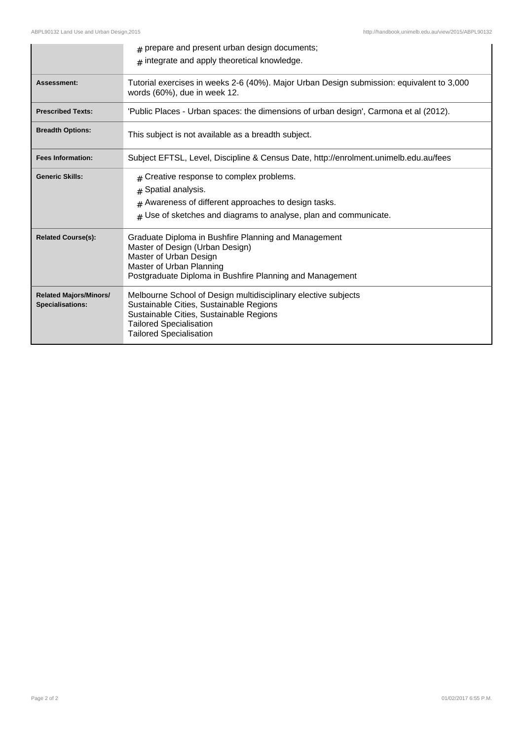| | |
|---|---|
| | # prepare and present urban design documents;<br># integrate and apply theoretical knowledge. |
| **Assessment:** | Tutorial exercises in weeks 2-6 (40%). Major Urban Design submission: equivalent to 3,000 words (60%), due in week 12. |
| **Prescribed Texts:** | 'Public Places - Urban spaces: the dimensions of urban design', Carmona et al (2012). |
| **Breadth Options:** | This subject is not available as a breadth subject. |
| **Fees Information:** | Subject EFTSL, Level, Discipline & Census Date, http://enrolment.unimelb.edu.au/fees |
| **Generic Skills:** | # Creative response to complex problems.<br># Spatial analysis.<br># Awareness of different approaches to design tasks.<br># Use of sketches and diagrams to analyse, plan and communicate. |
| **Related Course(s):** | Graduate Diploma in Bushfire Planning and Management<br>Master of Design (Urban Design)<br>Master of Urban Design<br>Master of Urban Planning<br>Postgraduate Diploma in Bushfire Planning and Management |
| **Related Majors/Minors/ Specialisations:** | Melbourne School of Design multidisciplinary elective subjects<br>Sustainable Cities, Sustainable Regions<br>Sustainable Cities, Sustainable Regions<br>Tailored Specialisation<br>Tailored Specialisation |